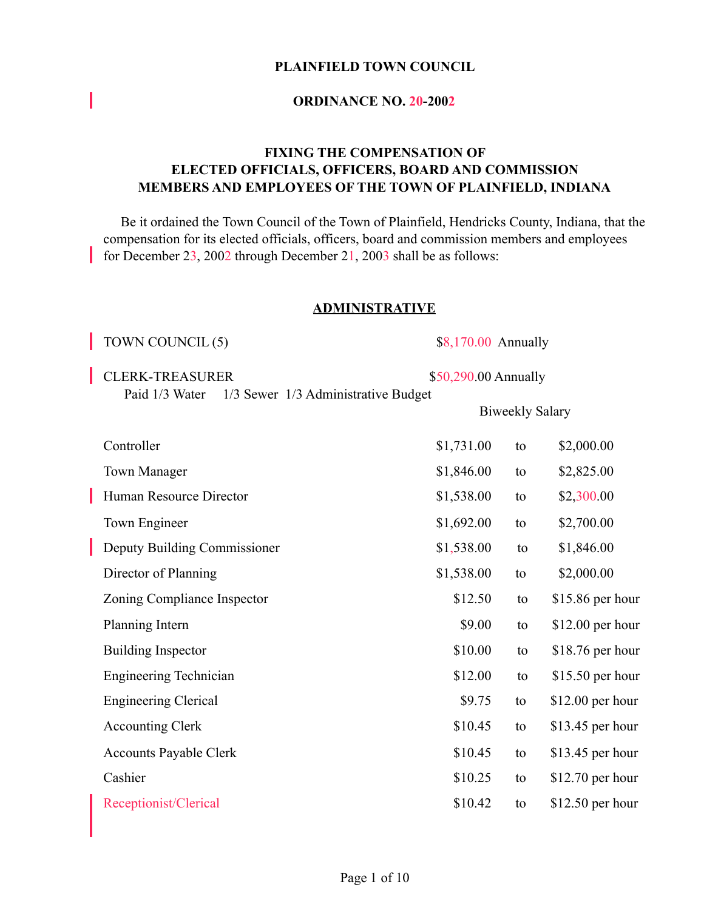**PLAINFIELD TOWN COUNCIL**

**ORDINANCE NO. 20-2002**

**FIXING THE COMPENSATION OF ELECTED OFFICIALS, OFFICERS, BOARD AND COMMISSION MEMBERS AND EMPLOYEES OF THE TOWN OF PLAINFIELD, INDIANA**

Be it ordained the Town Council of the Town of Plainfield, Hendricks County, Indiana, that the compensation for its elected officials, officers, board and commission members and employees for December 23, 2002 through December 21, 2003 shall be as follows:

## ADMINISTRATIVE

TOWN COUNCIL (5) — $8,170.00 Annually

CLERK-TREASURER — $50,290.00 Annually
Paid 1/3 Water 1/3 Sewer 1/3 Administrative Budget

| Position | Biweekly Salary | | |
|---|---|---|---|
| Controller | $1,731.00 | to | $2,000.00 |
| Town Manager | $1,846.00 | to | $2,825.00 |
| Human Resource Director | $1,538.00 | to | $2,300.00 |
| Town Engineer | $1,692.00 | to | $2,700.00 |
| Deputy Building Commissioner | $1,538.00 | to | $1,846.00 |
| Director of Planning | $1,538.00 | to | $2,000.00 |
| Zoning Compliance Inspector | $12.50 | to | $15.86 per hour |
| Planning Intern | $9.00 | to | $12.00 per hour |
| Building Inspector | $10.00 | to | $18.76 per hour |
| Engineering Technician | $12.00 | to | $15.50 per hour |
| Engineering Clerical | $9.75 | to | $12.00 per hour |
| Accounting Clerk | $10.45 | to | $13.45 per hour |
| Accounts Payable Clerk | $10.45 | to | $13.45 per hour |
| Cashier | $10.25 | to | $12.70 per hour |
| Receptionist/Clerical | $10.42 | to | $12.50 per hour |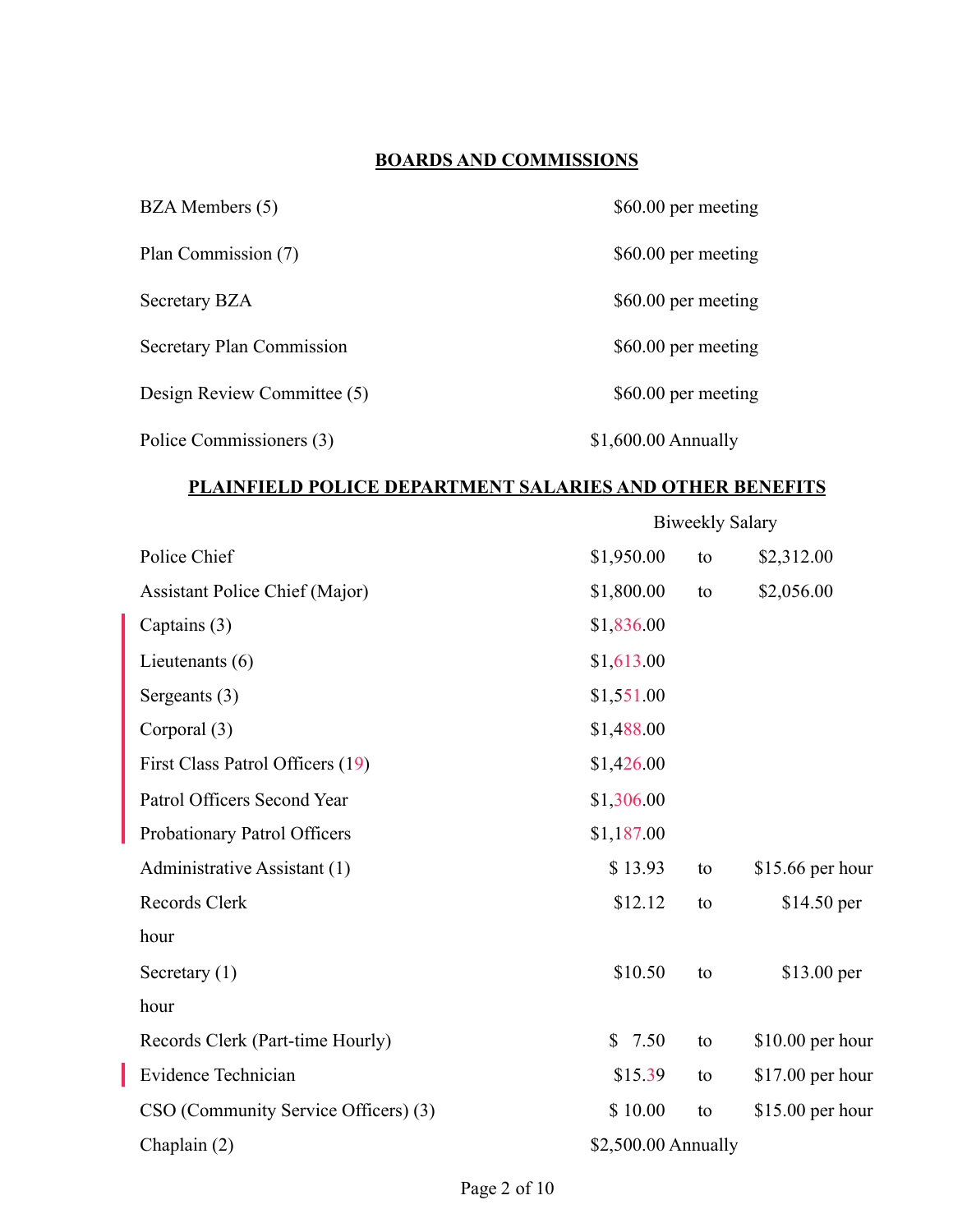## BOARDS AND COMMISSIONS

| | |
|---|---|
| BZA Members (5) | $60.00 per meeting |
| Plan Commission (7) | $60.00 per meeting |
| Secretary BZA | $60.00 per meeting |
| Secretary Plan Commission | $60.00 per meeting |
| Design Review Committee (5) | $60.00 per meeting |
| Police Commissioners (3) | $1,600.00 Annually |

## PLAINFIELD POLICE DEPARTMENT SALARIES AND OTHER BENEFITS

| | Biweekly Salary | | |
|---|---|---|---|
| Police Chief | $1,950.00 | to | $2,312.00 |
| Assistant Police Chief (Major) | $1,800.00 | to | $2,056.00 |
| Captains (3) | $1,836.00 | | |
| Lieutenants (6) | $1,613.00 | | |
| Sergeants (3) | $1,551.00 | | |
| Corporal (3) | $1,488.00 | | |
| First Class Patrol Officers (19) | $1,426.00 | | |
| Patrol Officers Second Year | $1,306.00 | | |
| Probationary Patrol Officers | $1,187.00 | | |
| Administrative Assistant (1) | $ 13.93 | to | $15.66 per hour |
| Records Clerk | $12.12 | to | $14.50 per hour |
| Secretary (1) | $10.50 | to | $13.00 per hour |
| Records Clerk (Part-time Hourly) | $ 7.50 | to | $10.00 per hour |
| Evidence Technician | $15.39 | to | $17.00 per hour |
| CSO (Community Service Officers) (3) | $ 10.00 | to | $15.00 per hour |
| Chaplain (2) | $2,500.00 Annually | | |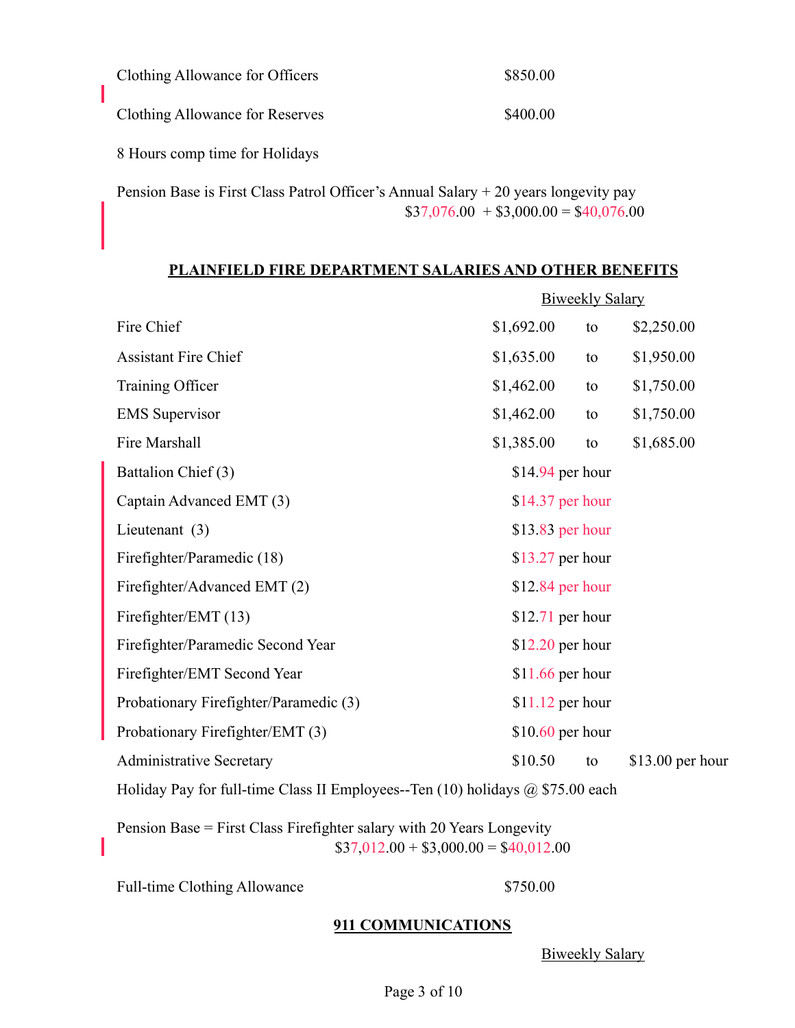| | |
|---|---|
| Clothing Allowance for Officers | $850.00 |
| Clothing Allowance for Reserves | $400.00 |

8 Hours comp time for Holidays

Pension Base is First Class Patrol Officer's Annual Salary + 20 years longevity pay
$37,076.00 + $3,000.00 = $40,076.00

## PLAINFIELD FIRE DEPARTMENT SALARIES AND OTHER BENEFITS

| | Biweekly Salary | | |
|---|---|---|---|
| Fire Chief | $1,692.00 | to | $2,250.00 |
| Assistant Fire Chief | $1,635.00 | to | $1,950.00 |
| Training Officer | $1,462.00 | to | $1,750.00 |
| EMS Supervisor | $1,462.00 | to | $1,750.00 |
| Fire Marshall | $1,385.00 | to | $1,685.00 |
| Battalion Chief (3) | $14.94 per hour | | |
| Captain Advanced EMT (3) | $14.37 per hour | | |
| Lieutenant (3) | $13.83 per hour | | |
| Firefighter/Paramedic (18) | $13.27 per hour | | |
| Firefighter/Advanced EMT (2) | $12.84 per hour | | |
| Firefighter/EMT (13) | $12.71 per hour | | |
| Firefighter/Paramedic Second Year | $12.20 per hour | | |
| Firefighter/EMT Second Year | $11.66 per hour | | |
| Probationary Firefighter/Paramedic (3) | $11.12 per hour | | |
| Probationary Firefighter/EMT (3) | $10.60 per hour | | |
| Administrative Secretary | $10.50 | to | $13.00 per hour |

Holiday Pay for full-time Class II Employees--Ten (10) holidays @ $75.00 each

Pension Base = First Class Firefighter salary with 20 Years Longevity
$37,012.00 + $3,000.00 = $40,012.00

| | |
|---|---|
| Full-time Clothing Allowance | $750.00 |

## 911 COMMUNICATIONS

Biweekly Salary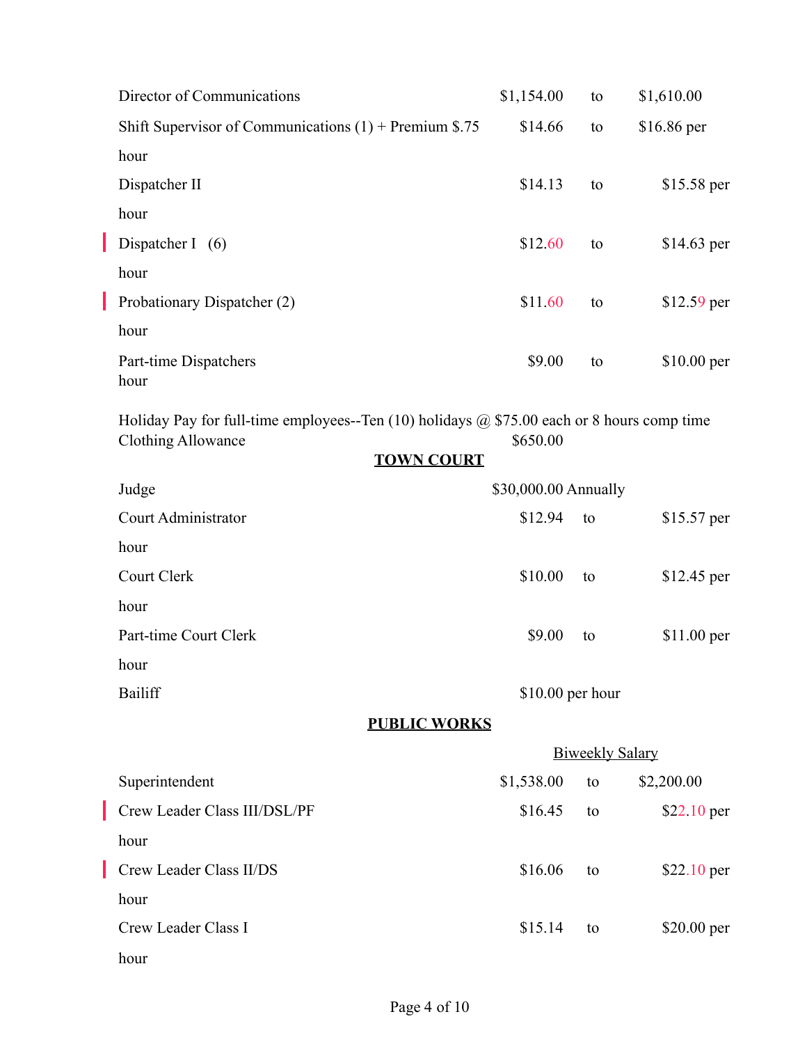| Position | | | |
|---|---|---|---|
| Director of Communications | $1,154.00 | to | $1,610.00 |
| Shift Supervisor of Communications (1) + Premium $.75 | $14.66 | to | $16.86 per hour |
| Dispatcher II | $14.13 | to | $15.58 per hour |
| Dispatcher I (6) | $12.60 | to | $14.63 per hour |
| Probationary Dispatcher (2) | $11.60 | to | $12.59 per hour |
| Part-time Dispatchers | $9.00 | to | $10.00 per hour |

Holiday Pay for full-time employees--Ten (10) holidays @ $75.00 each or 8 hours comp time

Clothing Allowance $650.00

## TOWN COURT

| Position | | | |
|---|---|---|---|
| Judge | $30,000.00 Annually | | |
| Court Administrator | $12.94 | to | $15.57 per hour |
| Court Clerk | $10.00 | to | $12.45 per hour |
| Part-time Court Clerk | $9.00 | to | $11.00 per hour |
| Bailiff | $10.00 per hour | | |

## PUBLIC WORKS

| Position | Biweekly Salary | | |
|---|---|---|---|
| Superintendent | $1,538.00 | to | $2,200.00 |
| Crew Leader Class III/DSL/PF | $16.45 | to | $22.10 per hour |
| Crew Leader Class II/DS | $16.06 | to | $22.10 per hour |
| Crew Leader Class I | $15.14 | to | $20.00 per hour |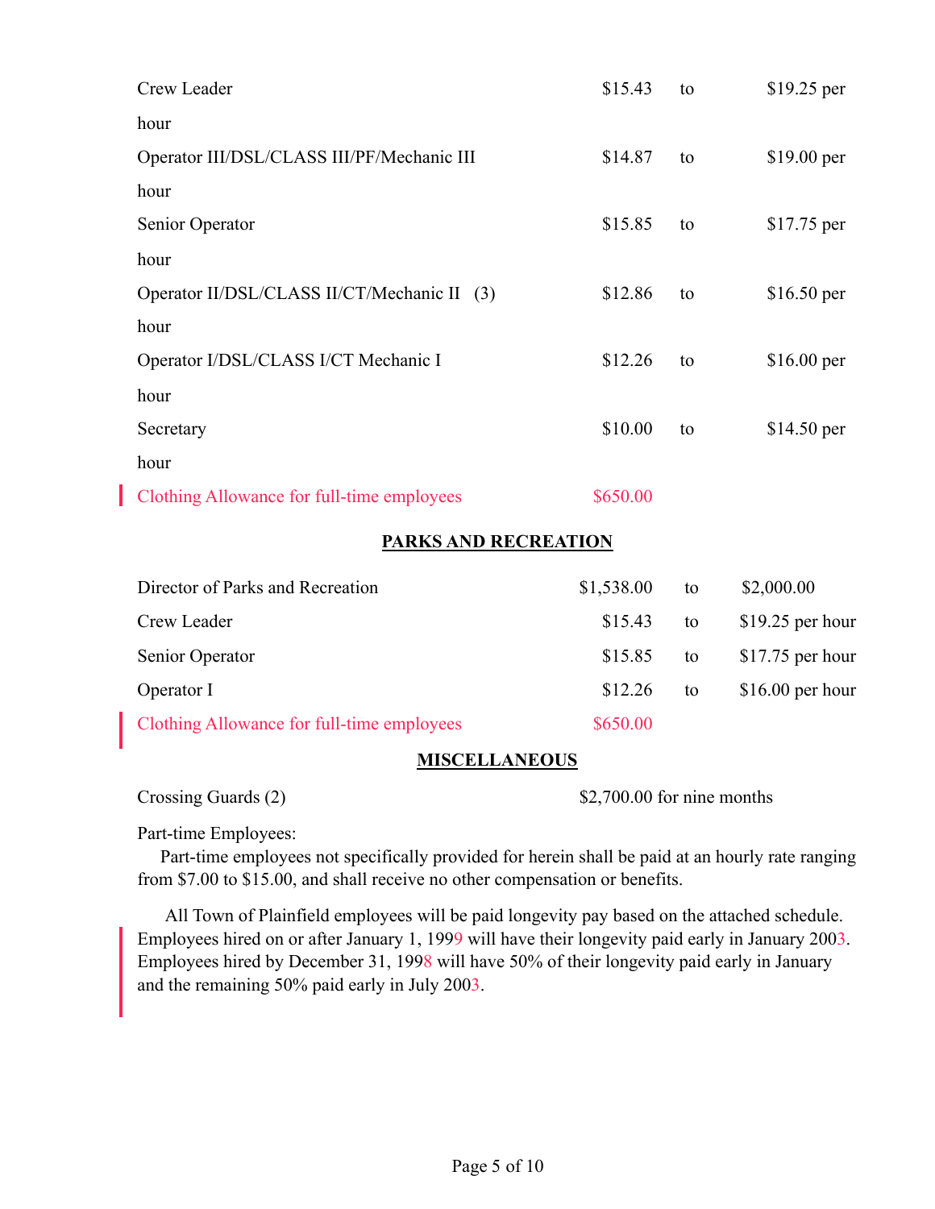| | | | |
|---|---|---|---|
| Crew Leader | $15.43 | to | $19.25 per hour |
| Operator III/DSL/CLASS III/PF/Mechanic III | $14.87 | to | $19.00 per hour |
| Senior Operator | $15.85 | to | $17.75 per hour |
| Operator II/DSL/CLASS II/CT/Mechanic II (3) | $12.86 | to | $16.50 per hour |
| Operator I/DSL/CLASS I/CT Mechanic I | $12.26 | to | $16.00 per hour |
| Secretary | $10.00 | to | $14.50 per hour |
| Clothing Allowance for full-time employees | $650.00 | | |

## PARKS AND RECREATION

| | | | |
|---|---|---|---|
| Director of Parks and Recreation | $1,538.00 | to | $2,000.00 |
| Crew Leader | $15.43 | to | $19.25 per hour |
| Senior Operator | $15.85 | to | $17.75 per hour |
| Operator I | $12.26 | to | $16.00 per hour |
| Clothing Allowance for full-time employees | $650.00 | | |

## MISCELLANEOUS

Crossing Guards (2) $2,700.00 for nine months

Part-time Employees:

Part-time employees not specifically provided for herein shall be paid at an hourly rate ranging from $7.00 to $15.00, and shall receive no other compensation or benefits.

All Town of Plainfield employees will be paid longevity pay based on the attached schedule. Employees hired on or after January 1, 1999 will have their longevity paid early in January 2003. Employees hired by December 31, 1998 will have 50% of their longevity paid early in January and the remaining 50% paid early in July 2003.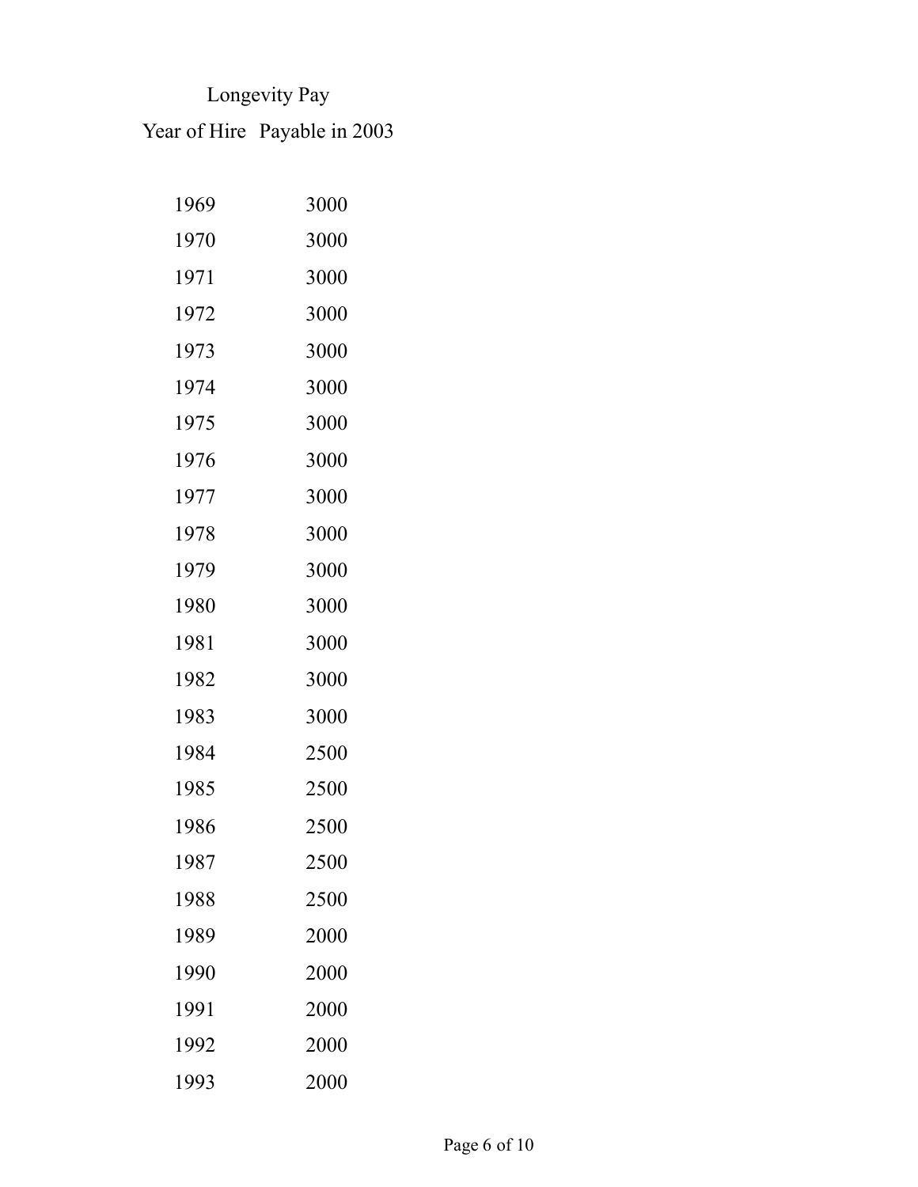| Year of Hire | Longevity Pay Payable in 2003 |
|---|---|
| 1969 | 3000 |
| 1970 | 3000 |
| 1971 | 3000 |
| 1972 | 3000 |
| 1973 | 3000 |
| 1974 | 3000 |
| 1975 | 3000 |
| 1976 | 3000 |
| 1977 | 3000 |
| 1978 | 3000 |
| 1979 | 3000 |
| 1980 | 3000 |
| 1981 | 3000 |
| 1982 | 3000 |
| 1983 | 3000 |
| 1984 | 2500 |
| 1985 | 2500 |
| 1986 | 2500 |
| 1987 | 2500 |
| 1988 | 2500 |
| 1989 | 2000 |
| 1990 | 2000 |
| 1991 | 2000 |
| 1992 | 2000 |
| 1993 | 2000 |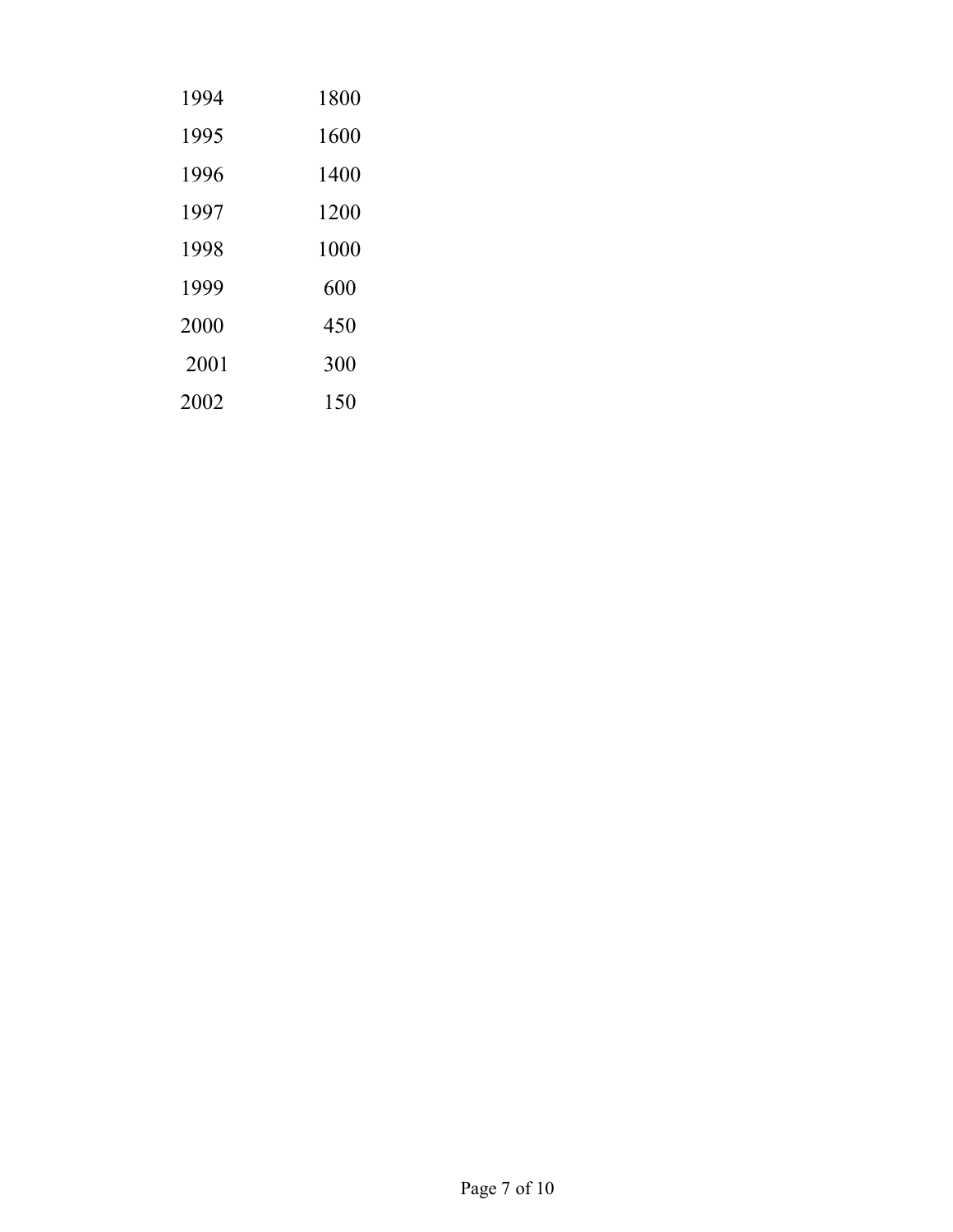| | |
|---|---|
| 1994 | 1800 |
| 1995 | 1600 |
| 1996 | 1400 |
| 1997 | 1200 |
| 1998 | 1000 |
| 1999 | 600 |
| 2000 | 450 |
| 2001 | 300 |
| 2002 | 150 |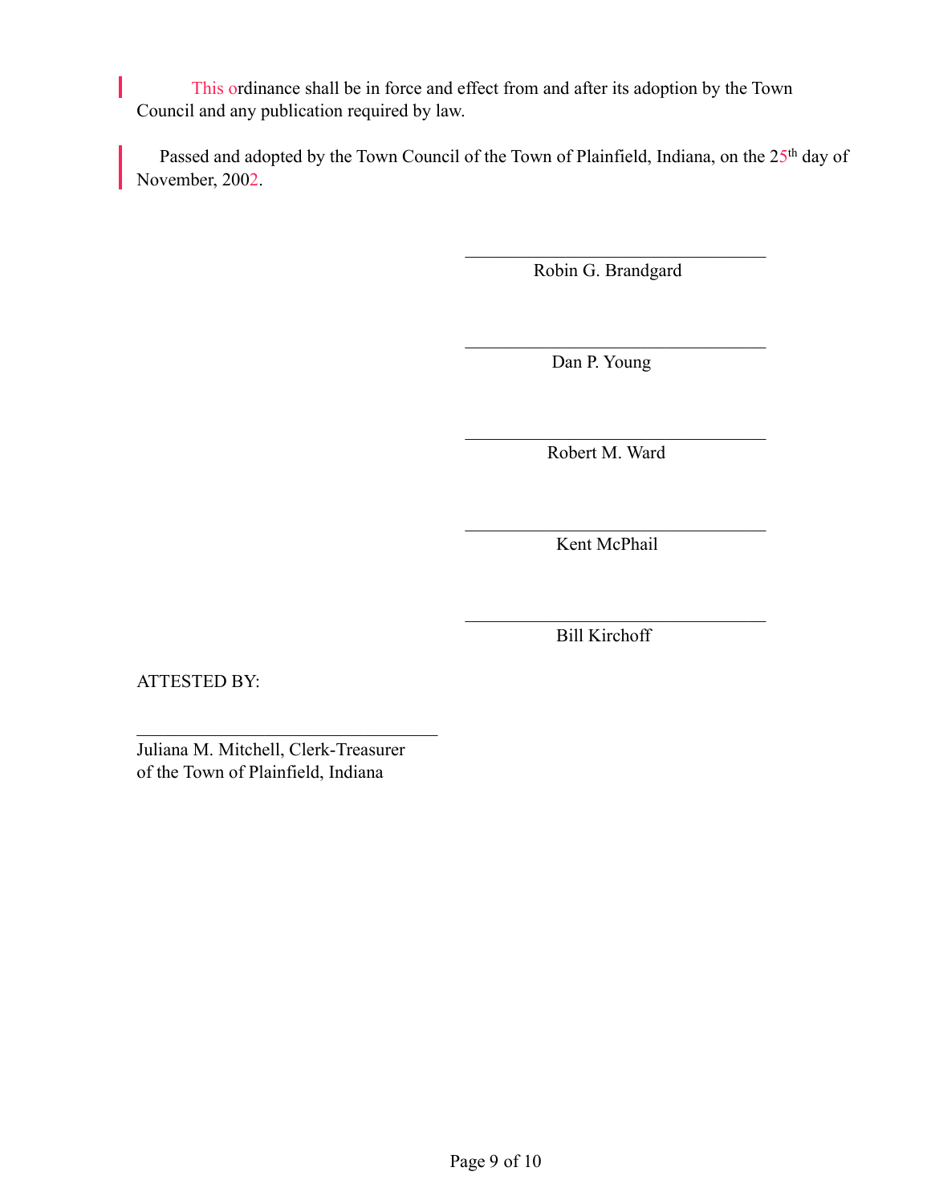This ordinance shall be in force and effect from and after its adoption by the Town Council and any publication required by law.

Passed and adopted by the Town Council of the Town of Plainfield, Indiana, on the 25th day of November, 2002.

\_\_\_\_\_\_\_\_\_\_\_\_\_\_\_\_\_\_\_\_\_\_\_\_\_\_\_\_\_\_\_\_
Robin G. Brandgard

\_\_\_\_\_\_\_\_\_\_\_\_\_\_\_\_\_\_\_\_\_\_\_\_\_\_\_\_\_\_\_\_
Dan P. Young

\_\_\_\_\_\_\_\_\_\_\_\_\_\_\_\_\_\_\_\_\_\_\_\_\_\_\_\_\_\_\_\_
Robert M. Ward

\_\_\_\_\_\_\_\_\_\_\_\_\_\_\_\_\_\_\_\_\_\_\_\_\_\_\_\_\_\_\_\_
Kent McPhail

\_\_\_\_\_\_\_\_\_\_\_\_\_\_\_\_\_\_\_\_\_\_\_\_\_\_\_\_\_\_\_\_
Bill Kirchoff

ATTESTED BY:

\_\_\_\_\_\_\_\_\_\_\_\_\_\_\_\_\_\_\_\_\_\_\_\_\_\_\_\_\_\_\_\_
Juliana M. Mitchell, Clerk-Treasurer
of the Town of Plainfield, Indiana